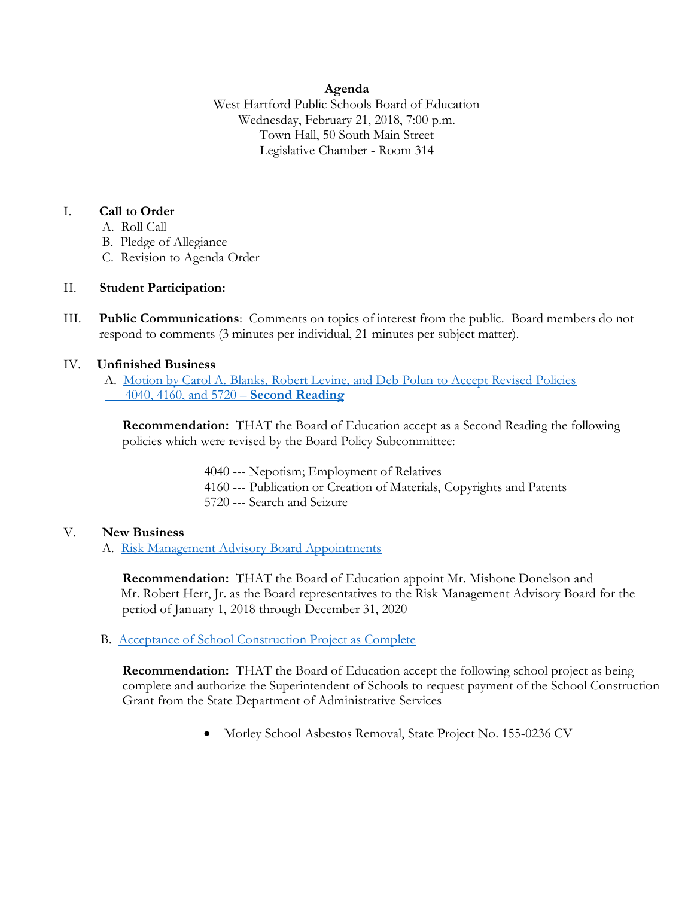# Agenda

West Hartford Public Schools Board of Education
Wednesday, February 21, 2018, 7:00 p.m.
Town Hall, 50 South Main Street
Legislative Chamber - Room 314

I. **Call to Order**
   - A. Roll Call
   - B. Pledge of Allegiance
   - C. Revision to Agenda Order

II. **Student Participation:**

III. **Public Communications**: Comments on topics of interest from the public. Board members do not respond to comments (3 minutes per individual, 21 minutes per subject matter).

IV. **Unfinished Business**

   A. Motion by Carol A. Blanks, Robert Levine, and Deb Polun to Accept Revised Policies 4040, 4160, and 5720 – **Second Reading**

   **Recommendation:** THAT the Board of Education accept as a Second Reading the following policies which were revised by the Board Policy Subcommittee:

   4040 --- Nepotism; Employment of Relatives
   4160 --- Publication or Creation of Materials, Copyrights and Patents
   5720 --- Search and Seizure

V. **New Business**

   A. Risk Management Advisory Board Appointments

   **Recommendation:** THAT the Board of Education appoint Mr. Mishone Donelson and Mr. Robert Herr, Jr. as the Board representatives to the Risk Management Advisory Board for the period of January 1, 2018 through December 31, 2020

   B. Acceptance of School Construction Project as Complete

   **Recommendation:** THAT the Board of Education accept the following school project as being complete and authorize the Superintendent of Schools to request payment of the School Construction Grant from the State Department of Administrative Services

   - Morley School Asbestos Removal, State Project No. 155-0236 CV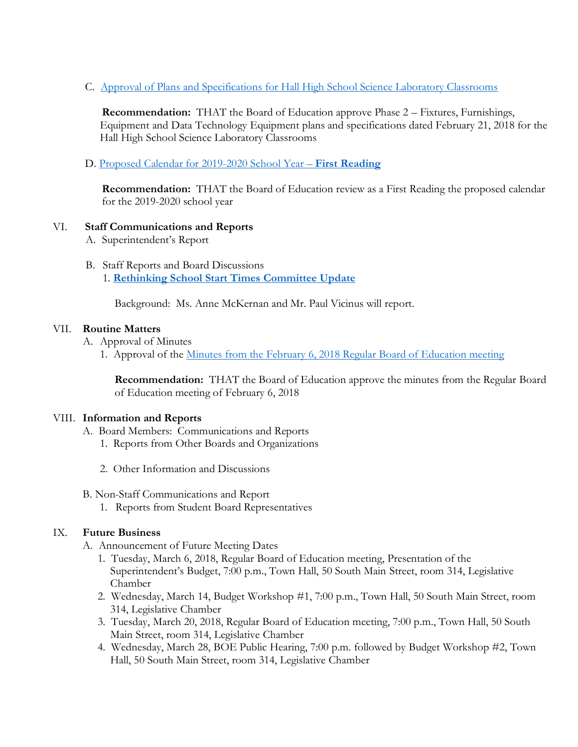C. Approval of Plans and Specifications for Hall High School Science Laboratory Classrooms

**Recommendation:** THAT the Board of Education approve Phase 2 – Fixtures, Furnishings, Equipment and Data Technology Equipment plans and specifications dated February 21, 2018 for the Hall High School Science Laboratory Classrooms

D. Proposed Calendar for 2019-2020 School Year – **First Reading**

**Recommendation:** THAT the Board of Education review as a First Reading the proposed calendar for the 2019-2020 school year

VI. **Staff Communications and Reports**

A. Superintendent's Report

B. Staff Reports and Board Discussions

1. **Rethinking School Start Times Committee Update**

Background: Ms. Anne McKernan and Mr. Paul Vicinus will report.

VII. **Routine Matters**

A. Approval of Minutes

1. Approval of the Minutes from the February 6, 2018 Regular Board of Education meeting

**Recommendation:** THAT the Board of Education approve the minutes from the Regular Board of Education meeting of February 6, 2018

VIII. **Information and Reports**

A. Board Members: Communications and Reports

1. Reports from Other Boards and Organizations

2. Other Information and Discussions

B. Non-Staff Communications and Report

1. Reports from Student Board Representatives

IX. **Future Business**

A. Announcement of Future Meeting Dates

1. Tuesday, March 6, 2018, Regular Board of Education meeting, Presentation of the Superintendent's Budget, 7:00 p.m., Town Hall, 50 South Main Street, room 314, Legislative Chamber
2. Wednesday, March 14, Budget Workshop #1, 7:00 p.m., Town Hall, 50 South Main Street, room 314, Legislative Chamber
3. Tuesday, March 20, 2018, Regular Board of Education meeting, 7:00 p.m., Town Hall, 50 South Main Street, room 314, Legislative Chamber
4. Wednesday, March 28, BOE Public Hearing, 7:00 p.m. followed by Budget Workshop #2, Town Hall, 50 South Main Street, room 314, Legislative Chamber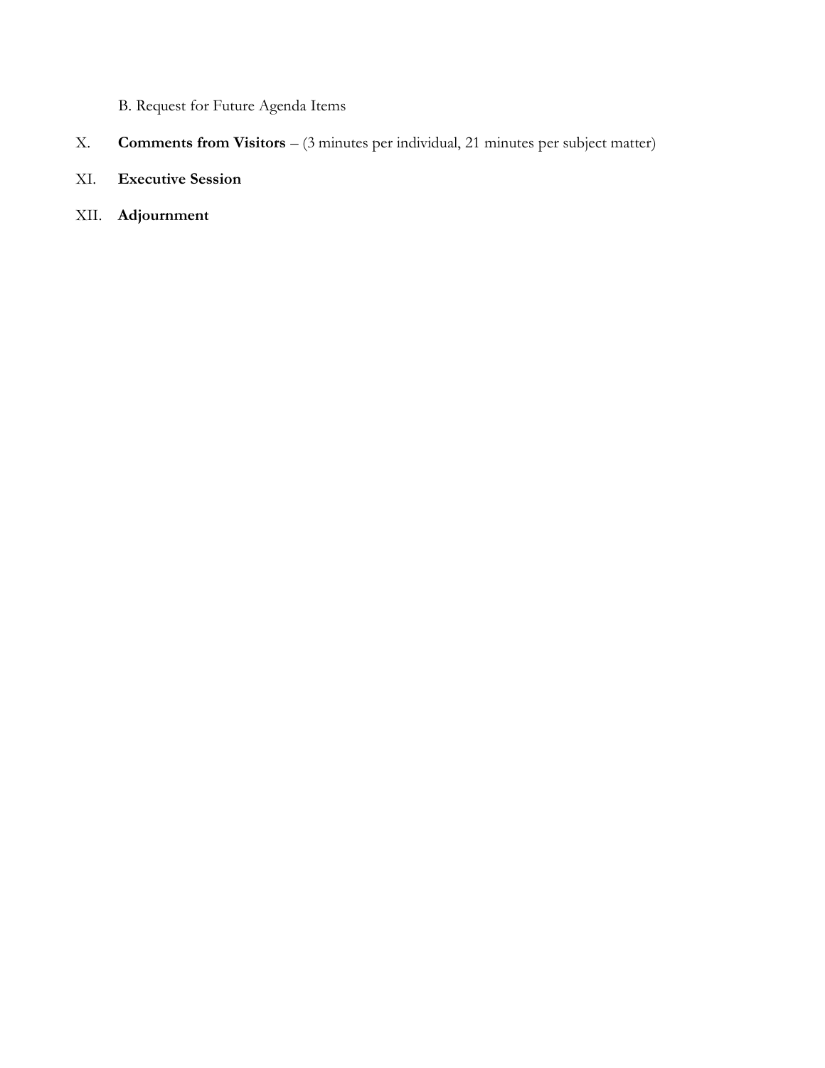B. Request for Future Agenda Items

X. **Comments from Visitors** – (3 minutes per individual, 21 minutes per subject matter)

XI. **Executive Session**

XII. **Adjournment**